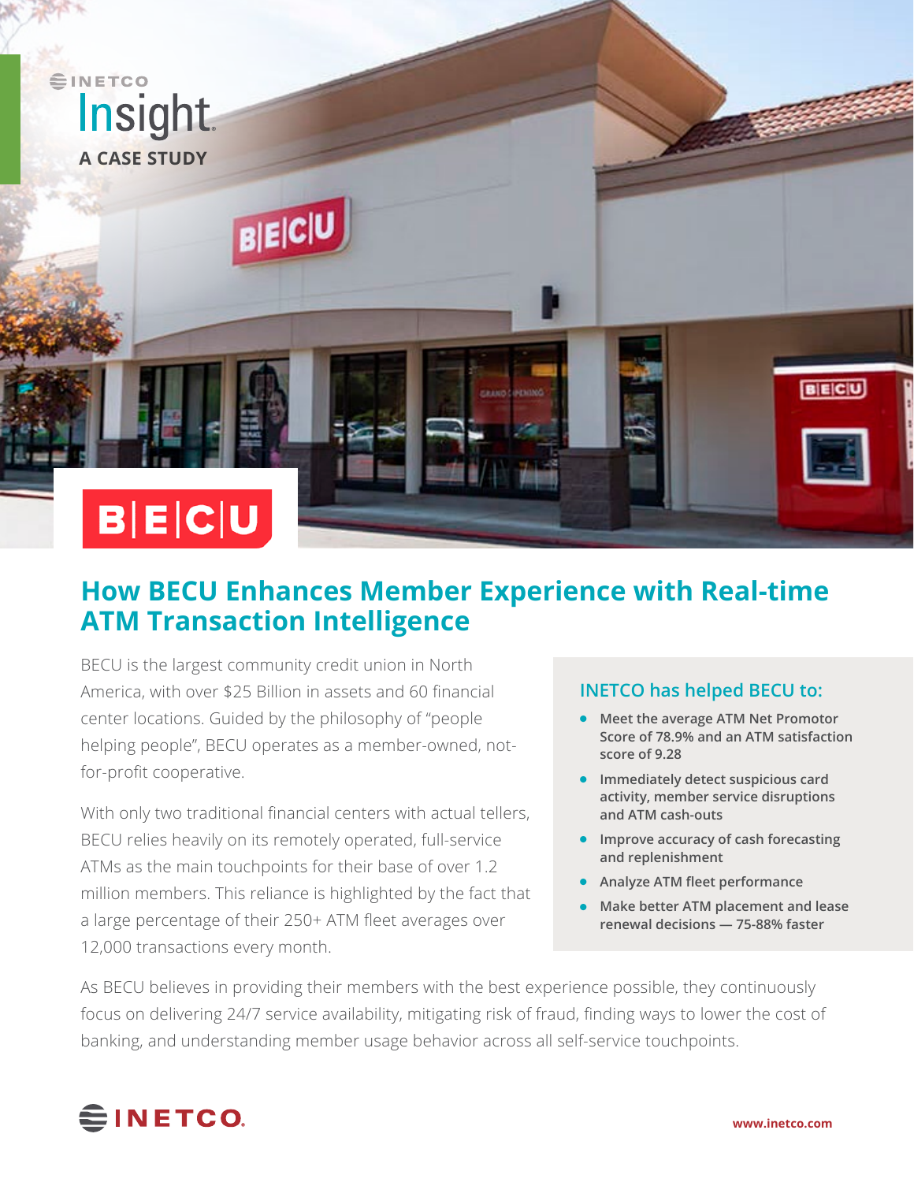INETCO Insight

A CASE STUDY

# How BECU Enhances Member Experience with Real-time ATM Transaction Intelligence

BECU is the largest community credit union in North America, with over $25 Billion in assets and 60 financial center locations. Guided by the philosophy of "people helping people", BECU operates as a member-owned, not-for-profit cooperative.

With only two traditional financial centers with actual tellers, BECU relies heavily on its remotely operated, full-service ATMs as the main touchpoints for their base of over 1.2 million members. This reliance is highlighted by the fact that a large percentage of their 250+ ATM fleet averages over 12,000 transactions every month.

### INETCO has helped BECU to:

- **Meet the average ATM Net Promotor Score of 78.9% and an ATM satisfaction score of 9.28**
- **Immediately detect suspicious card activity, member service disruptions and ATM cash-outs**
- **Improve accuracy of cash forecasting and replenishment**
- **Analyze ATM fleet performance**
- **Make better ATM placement and lease renewal decisions — 75-88% faster**

As BECU believes in providing their members with the best experience possible, they continuously focus on delivering 24/7 service availability, mitigating risk of fraud, finding ways to lower the cost of banking, and understanding member usage behavior across all self-service touchpoints.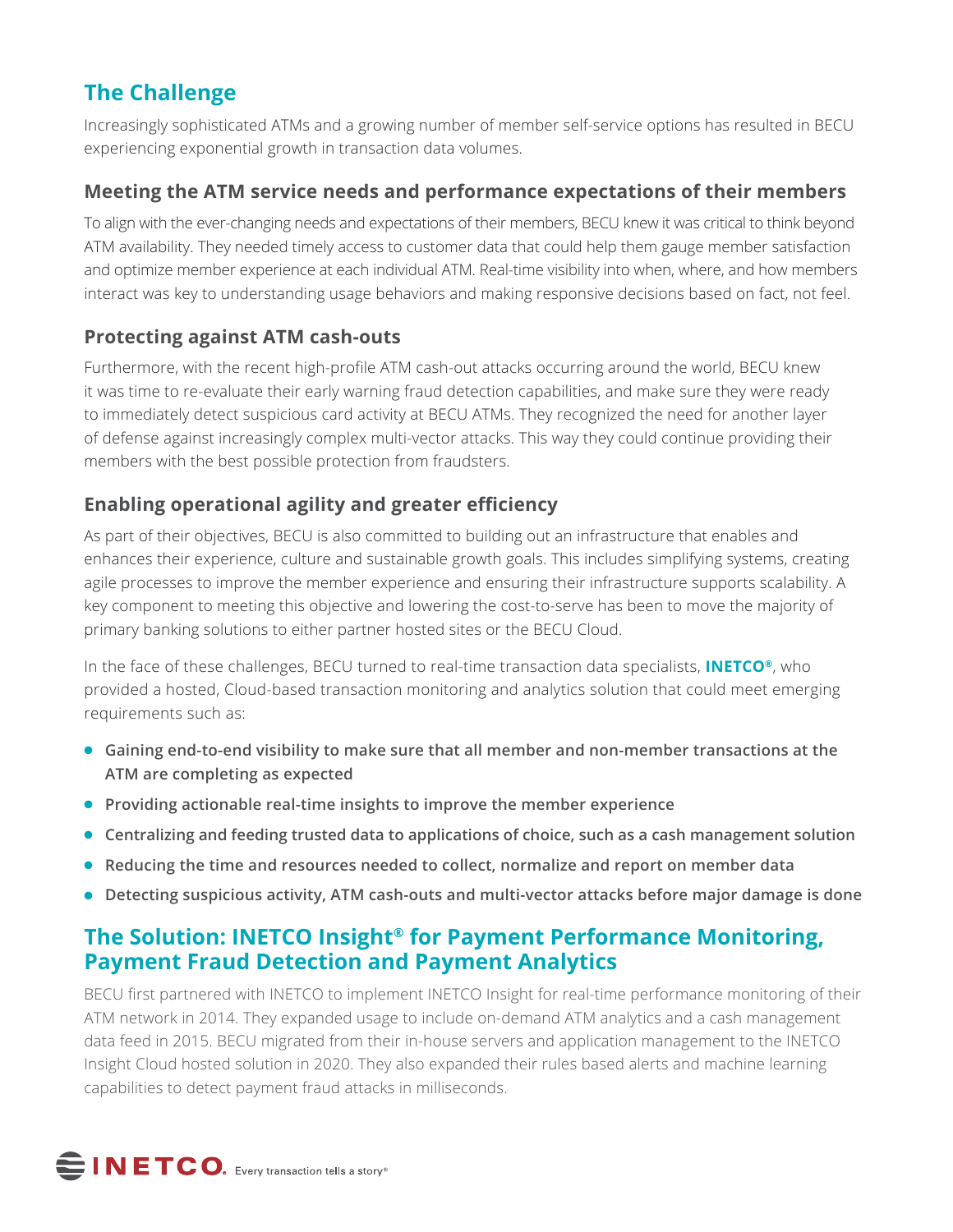## The Challenge

Increasingly sophisticated ATMs and a growing number of member self-service options has resulted in BECU experiencing exponential growth in transaction data volumes.

### Meeting the ATM service needs and performance expectations of their members

To align with the ever-changing needs and expectations of their members, BECU knew it was critical to think beyond ATM availability. They needed timely access to customer data that could help them gauge member satisfaction and optimize member experience at each individual ATM. Real-time visibility into when, where, and how members interact was key to understanding usage behaviors and making responsive decisions based on fact, not feel.

### Protecting against ATM cash-outs

Furthermore, with the recent high-profile ATM cash-out attacks occurring around the world, BECU knew it was time to re-evaluate their early warning fraud detection capabilities, and make sure they were ready to immediately detect suspicious card activity at BECU ATMs. They recognized the need for another layer of defense against increasingly complex multi-vector attacks. This way they could continue providing their members with the best possible protection from fraudsters.

### Enabling operational agility and greater efficiency

As part of their objectives, BECU is also committed to building out an infrastructure that enables and enhances their experience, culture and sustainable growth goals. This includes simplifying systems, creating agile processes to improve the member experience and ensuring their infrastructure supports scalability. A key component to meeting this objective and lowering the cost-to-serve has been to move the majority of primary banking solutions to either partner hosted sites or the BECU Cloud.

In the face of these challenges, BECU turned to real-time transaction data specialists, **INETCO®**, who provided a hosted, Cloud-based transaction monitoring and analytics solution that could meet emerging requirements such as:

- **Gaining end-to-end visibility to make sure that all member and non-member transactions at the ATM are completing as expected**
- **Providing actionable real-time insights to improve the member experience**
- **Centralizing and feeding trusted data to applications of choice, such as a cash management solution**
- **Reducing the time and resources needed to collect, normalize and report on member data**
- **Detecting suspicious activity, ATM cash-outs and multi-vector attacks before major damage is done**

## The Solution: INETCO Insight® for Payment Performance Monitoring, Payment Fraud Detection and Payment Analytics

BECU first partnered with INETCO to implement INETCO Insight for real-time performance monitoring of their ATM network in 2014. They expanded usage to include on-demand ATM analytics and a cash management data feed in 2015. BECU migrated from their in-house servers and application management to the INETCO Insight Cloud hosted solution in 2020. They also expanded their rules based alerts and machine learning capabilities to detect payment fraud attacks in milliseconds.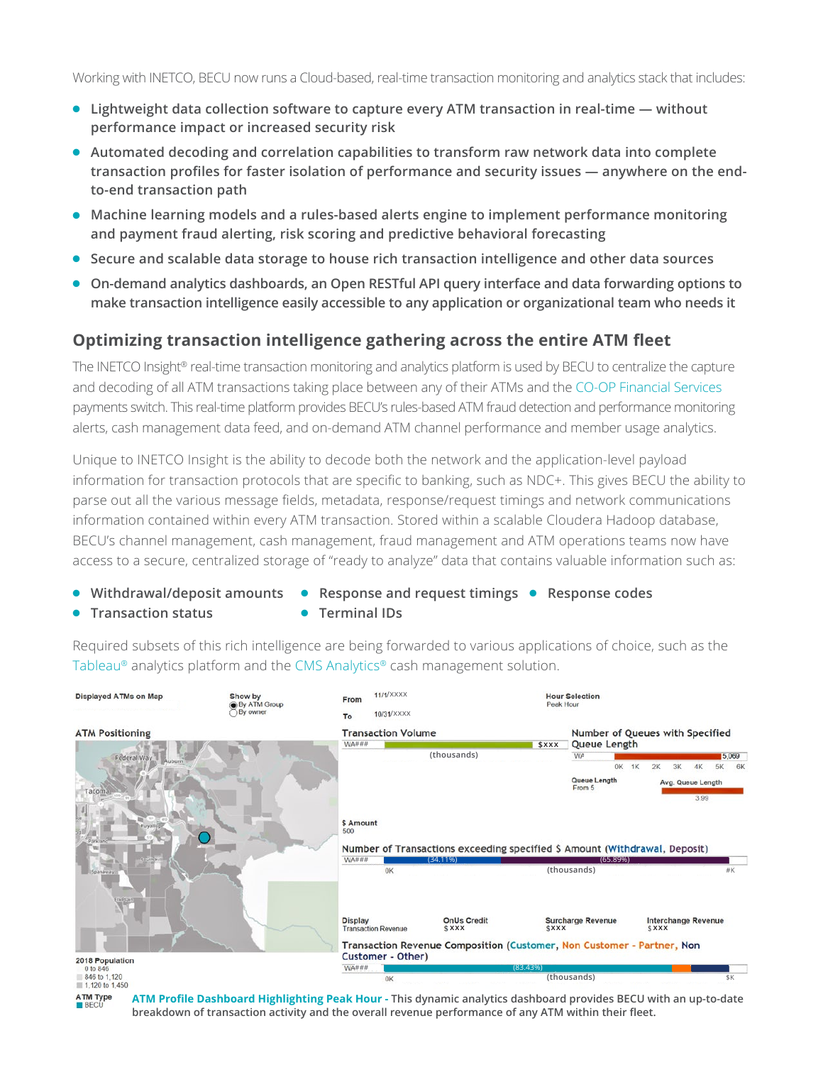Working with INETCO, BECU now runs a Cloud-based, real-time transaction monitoring and analytics stack that includes:

- **Lightweight data collection software to capture every ATM transaction in real-time — without performance impact or increased security risk**
- **Automated decoding and correlation capabilities to transform raw network data into complete transaction profiles for faster isolation of performance and security issues — anywhere on the end-to-end transaction path**
- **Machine learning models and a rules-based alerts engine to implement performance monitoring and payment fraud alerting, risk scoring and predictive behavioral forecasting**
- **Secure and scalable data storage to house rich transaction intelligence and other data sources**
- **On-demand analytics dashboards, an Open RESTful API query interface and data forwarding options to make transaction intelligence easily accessible to any application or organizational team who needs it**

## Optimizing transaction intelligence gathering across the entire ATM fleet

The INETCO Insight® real-time transaction monitoring and analytics platform is used by BECU to centralize the capture and decoding of all ATM transactions taking place between any of their ATMs and the CO-OP Financial Services payments switch. This real-time platform provides BECU's rules-based ATM fraud detection and performance monitoring alerts, cash management data feed, and on-demand ATM channel performance and member usage analytics.

Unique to INETCO Insight is the ability to decode both the network and the application-level payload information for transaction protocols that are specific to banking, such as NDC+. This gives BECU the ability to parse out all the various message fields, metadata, response/request timings and network communications information contained within every ATM transaction. Stored within a scalable Cloudera Hadoop database, BECU's channel management, cash management, fraud management and ATM operations teams now have access to a secure, centralized storage of "ready to analyze" data that contains valuable information such as:

- **Withdrawal/deposit amounts**
- **Response and request timings**
- **Response codes**
- **Transaction status**
- **Terminal IDs**

Required subsets of this rich intelligence are being forwarded to various applications of choice, such as the Tableau® analytics platform and the CMS Analytics® cash management solution.

**ATM Profile Dashboard Highlighting Peak Hour -** This dynamic analytics dashboard provides BECU with an up-to-date breakdown of transaction activity and the overall revenue performance of any ATM within their fleet.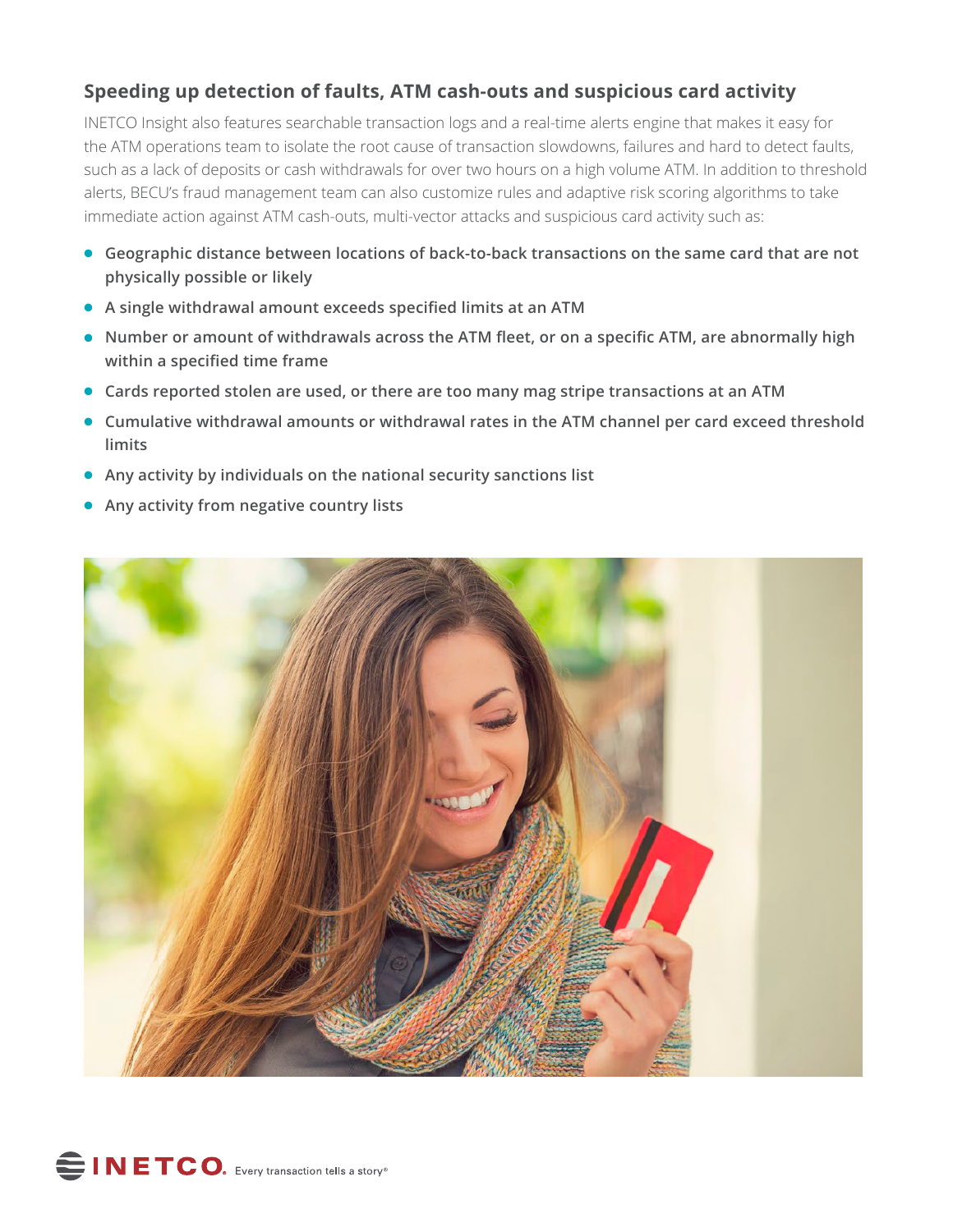## Speeding up detection of faults, ATM cash-outs and suspicious card activity

INETCO Insight also features searchable transaction logs and a real-time alerts engine that makes it easy for the ATM operations team to isolate the root cause of transaction slowdowns, failures and hard to detect faults, such as a lack of deposits or cash withdrawals for over two hours on a high volume ATM. In addition to threshold alerts, BECU's fraud management team can also customize rules and adaptive risk scoring algorithms to take immediate action against ATM cash-outs, multi-vector attacks and suspicious card activity such as:

- **Geographic distance between locations of back-to-back transactions on the same card that are not physically possible or likely**
- **A single withdrawal amount exceeds specified limits at an ATM**
- **Number or amount of withdrawals across the ATM fleet, or on a specific ATM, are abnormally high within a specified time frame**
- **Cards reported stolen are used, or there are too many mag stripe transactions at an ATM**
- **Cumulative withdrawal amounts or withdrawal rates in the ATM channel per card exceed threshold limits**
- **Any activity by individuals on the national security sanctions list**
- **Any activity from negative country lists**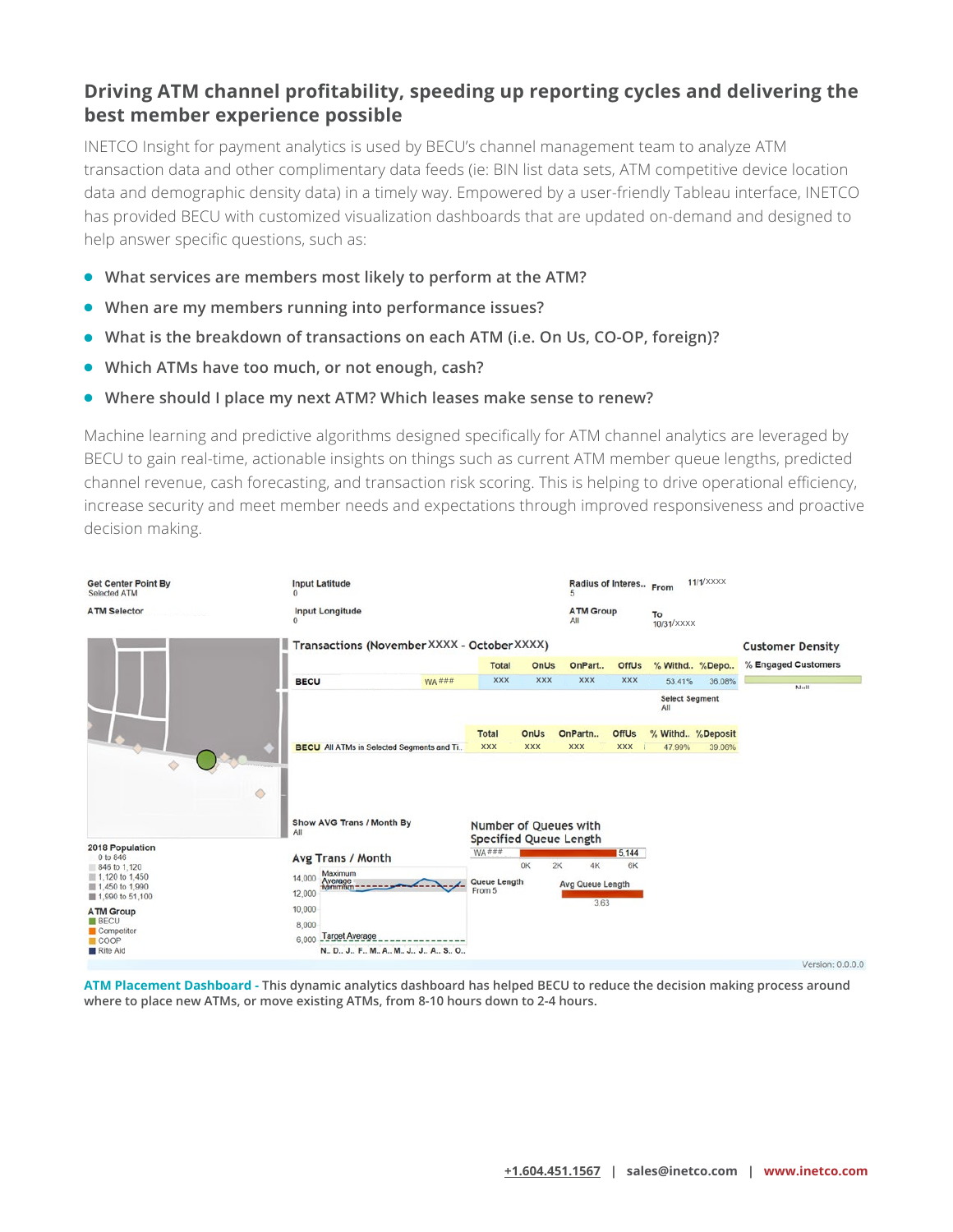## Driving ATM channel profitability, speeding up reporting cycles and delivering the best member experience possible

INETCO Insight for payment analytics is used by BECU's channel management team to analyze ATM transaction data and other complimentary data feeds (ie: BIN list data sets, ATM competitive device location data and demographic density data) in a timely way. Empowered by a user-friendly Tableau interface, INETCO has provided BECU with customized visualization dashboards that are updated on-demand and designed to help answer specific questions, such as:

- **What services are members most likely to perform at the ATM?**
- **When are my members running into performance issues?**
- **What is the breakdown of transactions on each ATM (i.e. On Us, CO-OP, foreign)?**
- **Which ATMs have too much, or not enough, cash?**
- **Where should I place my next ATM? Which leases make sense to renew?**

Machine learning and predictive algorithms designed specifically for ATM channel analytics are leveraged by BECU to gain real-time, actionable insights on things such as current ATM member queue lengths, predicted channel revenue, cash forecasting, and transaction risk scoring. This is helping to drive operational efficiency, increase security and meet member needs and expectations through improved responsiveness and proactive decision making.

**ATM Placement Dashboard -** **This dynamic analytics dashboard has helped BECU to reduce the decision making process around where to place new ATMs, or move existing ATMs, from 8-10 hours down to 2-4 hours.**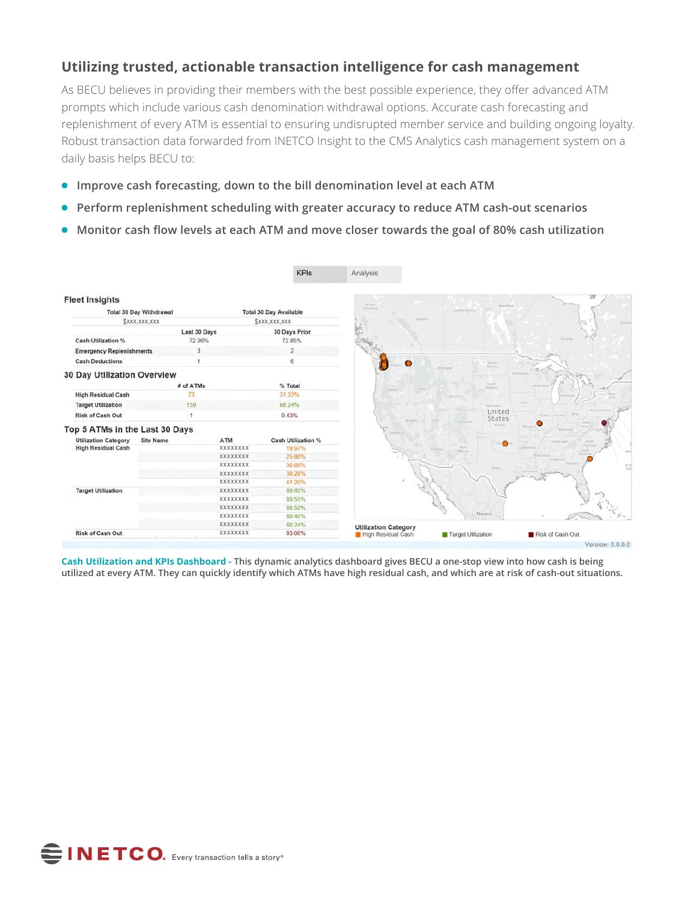## Utilizing trusted, actionable transaction intelligence for cash management

As BECU believes in providing their members with the best possible experience, they offer advanced ATM prompts which include various cash denomination withdrawal options. Accurate cash forecasting and replenishment of every ATM is essential to ensuring undisrupted member service and building ongoing loyalty. Robust transaction data forwarded from INETCO Insight to the CMS Analytics cash management system on a daily basis helps BECU to:

- **Improve cash forecasting, down to the bill denomination level at each ATM**
- **Perform replenishment scheduling with greater accuracy to reduce ATM cash-out scenarios**
- **Monitor cash flow levels at each ATM and move closer towards the goal of 80% cash utilization**

KPIs | Analysis

**Fleet Insights**

| Total 30 Day Withdrawal | Total 30 Day Available |
|---|---|
| $XXX,XXX,XXX | $XXX,XXX,XXX |

| | Last 30 Days | 30 Days Prior |
|---|---|---|
| Cash Utilization % | 72.96% | 72.85% |
| Emergency Replenishments | 3 | 2 |
| Cash Deductions | 1 | 6 |

**30 Day Utilization Overview**

| | # of ATMs | % Total |
|---|---|---|
| High Residual Cash | 73 | 31.33% |
| Target Utilization | 159 | 68.24% |
| Risk of Cash Out | 1 | 0.43% |

**Top 5 ATMs in the Last 30 Days**

| Utilization Category | Site Name | ATM | Cash Utilization % |
|---|---|---|---|
| High Residual Cash | | XXXXXXXX | 19.97% |
| | | XXXXXXXX | 25.80% |
| | | XXXXXXXX | 36.60% |
| | | XXXXXXXX | 38.28% |
| | | XXXXXXXX | 41.20% |
| Target Utilization | | XXXXXXXX | 89.85% |
| | | XXXXXXXX | 89.55% |
| | | XXXXXXXX | 88.50% |
| | | XXXXXXXX | 88.40% |
| | | XXXXXXXX | 88.24% |
| Risk of Cash Out | | XXXXXXXX | 93.00% |

Utilization Category: High Residual Cash | Target Utilization | Risk of Cash Out

Version: 0.0.0.0

**Cash Utilization and KPIs Dashboard -** This dynamic analytics dashboard gives BECU a one-stop view into how cash is being utilized at every ATM. They can quickly identify which ATMs have high residual cash, and which are at risk of cash-out situations.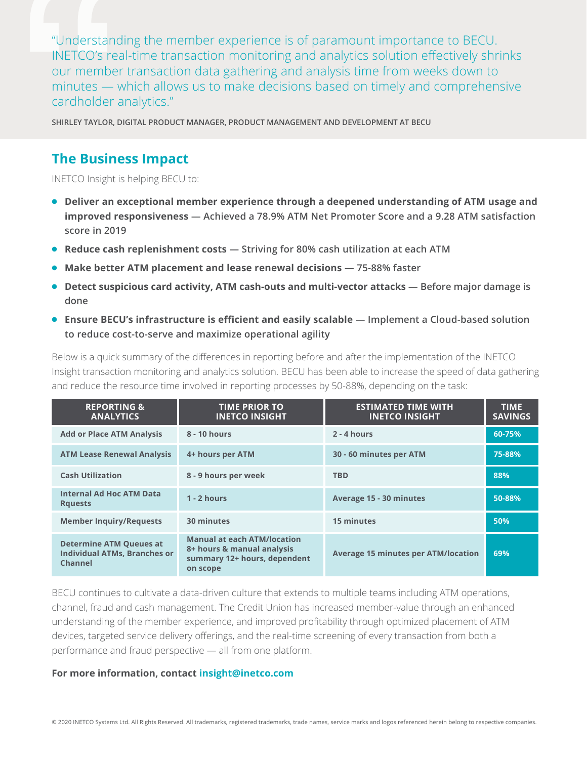> "Understanding the member experience is of paramount importance to BECU. INETCO's real-time transaction monitoring and analytics solution effectively shrinks our member transaction data gathering and analysis time from weeks down to minutes — which allows us to make decisions based on timely and comprehensive cardholder analytics."
>
> **SHIRLEY TAYLOR, DIGITAL PRODUCT MANAGER, PRODUCT MANAGEMENT AND DEVELOPMENT AT BECU**

## The Business Impact

INETCO Insight is helping BECU to:

- **Deliver an exceptional member experience through a deepened understanding of ATM usage and improved responsiveness** — Achieved a 78.9% ATM Net Promoter Score and a 9.28 ATM satisfaction score in 2019
- **Reduce cash replenishment costs** — Striving for 80% cash utilization at each ATM
- **Make better ATM placement and lease renewal decisions** — 75-88% faster
- **Detect suspicious card activity, ATM cash-outs and multi-vector attacks** — Before major damage is done
- **Ensure BECU's infrastructure is efficient and easily scalable** — Implement a Cloud-based solution to reduce cost-to-serve and maximize operational agility

Below is a quick summary of the differences in reporting before and after the implementation of the INETCO Insight transaction monitoring and analytics solution. BECU has been able to increase the speed of data gathering and reduce the resource time involved in reporting processes by 50-88%, depending on the task:

| REPORTING & ANALYTICS | TIME PRIOR TO INETCO INSIGHT | ESTIMATED TIME WITH INETCO INSIGHT | TIME SAVINGS |
|---|---|---|---|
| Add or Place ATM Analysis | 8 - 10 hours | 2 - 4 hours | 60-75% |
| ATM Lease Renewal Analysis | 4+ hours per ATM | 30 - 60 minutes per ATM | 75-88% |
| Cash Utilization | 8 - 9 hours per week | TBD | 88% |
| Internal Ad Hoc ATM Data Rquests | 1 - 2 hours | Average 15 - 30 minutes | 50-88% |
| Member Inquiry/Requests | 30 minutes | 15 minutes | 50% |
| Determine ATM Queues at Individual ATMs, Branches or Channel | Manual at each ATM/location 8+ hours & manual analysis summary 12+ hours, dependent on scope | Average 15 minutes per ATM/location | 69% |

BECU continues to cultivate a data-driven culture that extends to multiple teams including ATM operations, channel, fraud and cash management. The Credit Union has increased member-value through an enhanced understanding of the member experience, and improved profitability through optimized placement of ATM devices, targeted service delivery offerings, and the real-time screening of every transaction from both a performance and fraud perspective — all from one platform.

**For more information, contact insight@inetco.com**

© 2020 INETCO Systems Ltd. All Rights Reserved. All trademarks, registered trademarks, trade names, service marks and logos referenced herein belong to respective companies.